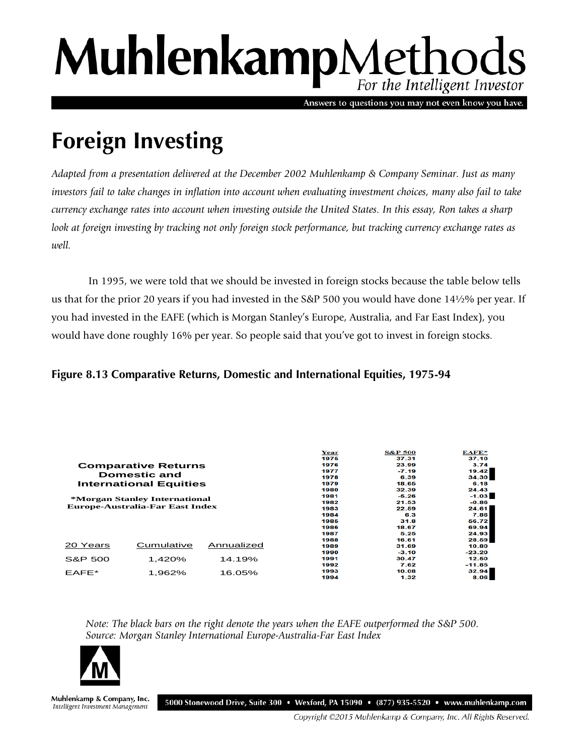# MuhlenkampMethods

*For the Intelligent Investor*

Answers to questions you may not even know you have.

# Foreign Investing

*Adapted from a presentation delivered at the December 2002 Muhlenkamp & Company Seminar. Just as many investors fail to take changes in inflation into account when evaluating investment choices, many also fail to take currency exchange rates into account when investing outside the United States. In this essay, Ron takes a sharp look at foreign investing by tracking not only foreign stock performance, but tracking currency exchange rates as well.*

In 1995, we were told that we should be invested in foreign stocks because the table below tells us that for the prior 20 years if you had invested in the S&P 500 you would have done 14½% per year. If you had invested in the EAFE (which is Morgan Stanley's Europe, Australia, and Far East Index), you would have done roughly 16% per year. So people said that you've got to invest in foreign stocks.

### Figure 8.13 Comparative Returns, Domestic and International Equities, 1975-94

**Comparative Returns Domestic and International Equities**

**\*Morgan Stanley International Europe-Australia-Far East Index**

| 20 Years | Cumulative | Annualized |
|---|---|---|
| S&P 500 | 1,420% | 14.19% |
| EAFE* | 1,962% | 16.05% |

| Year | S&P 500 | EAFE* |
|---|---|---|
| 1975 | 37.31 | 37.10 |
| 1976 | 23.99 | 3.74 |
| 1977 | -7.19 | 19.42 ■ |
| 1978 | 6.39 | 34.30 ■ |
| 1979 | 18.65 | 6.18 |
| 1980 | 32.39 | 24.43 |
| 1981 | -5.26 | -1.03 ■ |
| 1982 | 21.53 | -0.86 |
| 1983 | 22.59 | 24.61 ■ |
| 1984 | 6.3 | 7.86 ■ |
| 1985 | 31.8 | 56.72 ■ |
| 1986 | 18.67 | 69.94 ■ |
| 1987 | 5.25 | 24.93 ■ |
| 1988 | 16.61 | 28.59 ■ |
| 1989 | 31.69 | 10.80 |
| 1990 | -3.10 | -23.20 |
| 1991 | 30.47 | 12.50 |
| 1992 | 7.62 | -11.85 |
| 1993 | 10.08 | 32.94 ■ |
| 1994 | 1.32 | 8.06 ■ |

*Note: The black bars on the right denote the years when the EAFE outperformed the S&P 500.*
*Source: Morgan Stanley International Europe-Australia-Far East Index*

Muhlenkamp & Company, Inc.
*Intelligent Investment Management*

5000 Stonewood Drive, Suite 300 • Wexford, PA 15090 • (877) 935-5520 • www.muhlenkamp.com

*Copyright ©2015 Muhlenkamp & Company, Inc. All Rights Reserved.*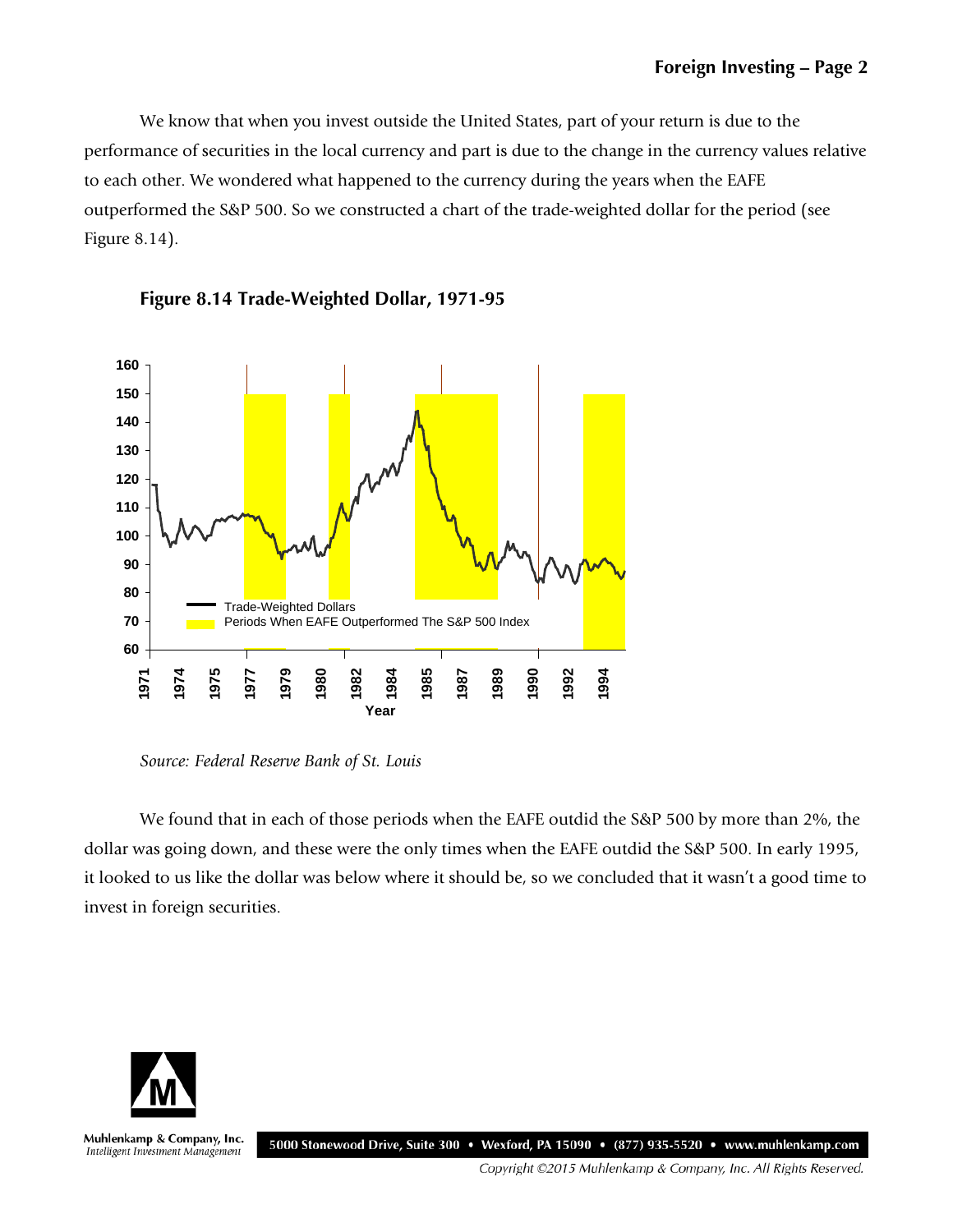We know that when you invest outside the United States, part of your return is due to the performance of securities in the local currency and part is due to the change in the currency values relative to each other. We wondered what happened to the currency during the years when the EAFE outperformed the S&P 500. So we constructed a chart of the trade-weighted dollar for the period (see Figure 8.14).

**Figure 8.14 Trade-Weighted Dollar, 1971-95**

160
150
140
130
120
110
100
90
80
70
60

Trade-Weighted Dollars
Periods When EAFE Outperformed The S&P 500 Index

1971 1974 1975 1977 1979 1980 1982 1984 1985 1987 1989 1990 1992 1994

Year

*Source: Federal Reserve Bank of St. Louis*

We found that in each of those periods when the EAFE outdid the S&P 500 by more than 2%, the dollar was going down, and these were the only times when the EAFE outdid the S&P 500. In early 1995, it looked to us like the dollar was below where it should be, so we concluded that it wasn't a good time to invest in foreign securities.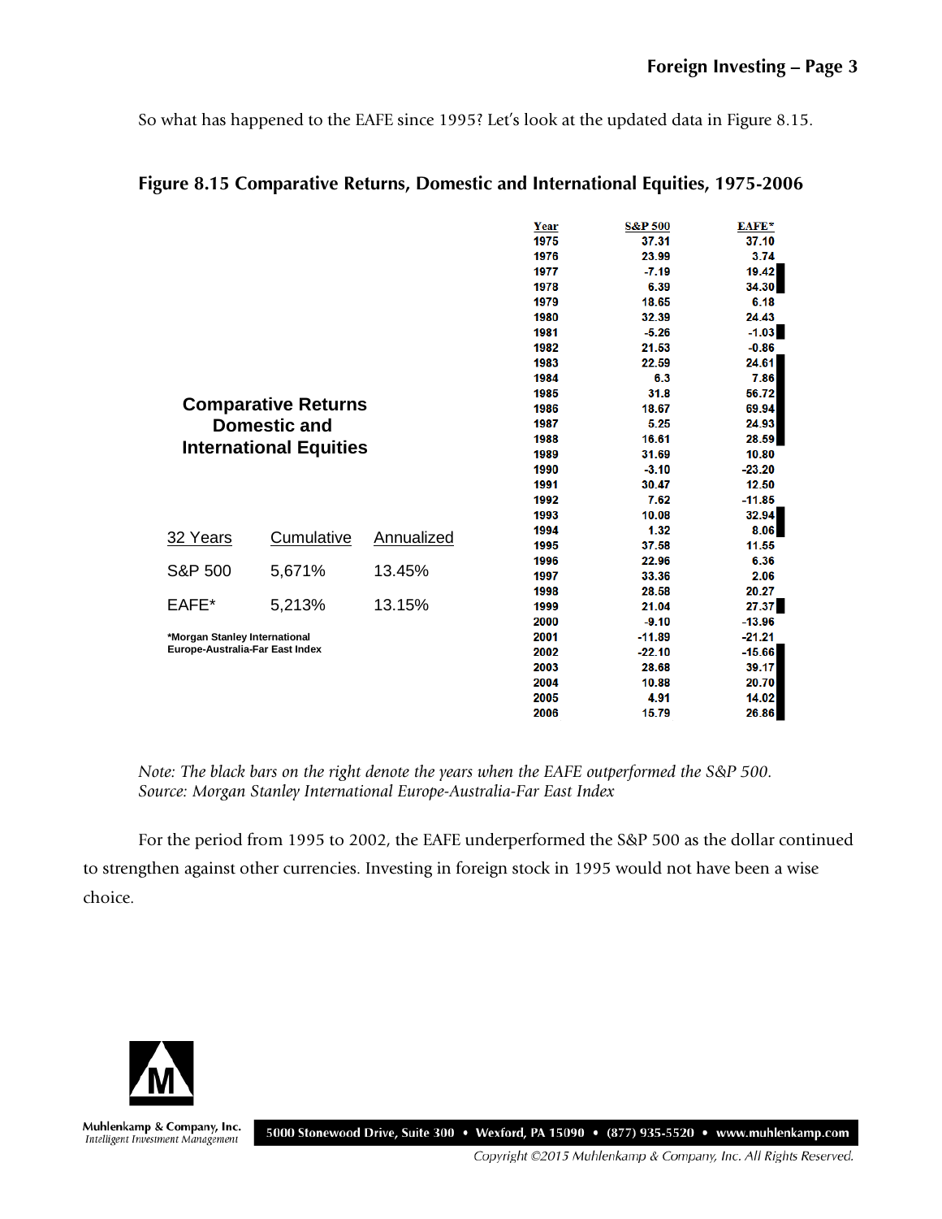So what has happened to the EAFE since 1995? Let's look at the updated data in Figure 8.15.

**Figure 8.15 Comparative Returns, Domestic and International Equities, 1975-2006**

**Comparative Returns Domestic and International Equities**

| 32 Years | Cumulative | Annualized |
|---|---|---|
| S&P 500 | 5,671% | 13.45% |
| EAFE* | 5,213% | 13.15% |

*Morgan Stanley International Europe-Australia-Far East Index

| Year | S&P 500 | EAFE* |
|---|---|---|
| 1975 | 37.31 | 37.10 |
| 1976 | 23.99 | 3.74 |
| 1977 | -7.19 | 19.42 █ |
| 1978 | 6.39 | 34.30 █ |
| 1979 | 18.65 | 6.18 |
| 1980 | 32.39 | 24.43 |
| 1981 | -5.26 | -1.03 █ |
| 1982 | 21.53 | -0.86 |
| 1983 | 22.59 | 24.61 █ |
| 1984 | 6.3 | 7.86 █ |
| 1985 | 31.8 | 56.72 █ |
| 1986 | 18.67 | 69.94 █ |
| 1987 | 5.25 | 24.93 █ |
| 1988 | 16.61 | 28.59 █ |
| 1989 | 31.69 | 10.80 |
| 1990 | -3.10 | -23.20 |
| 1991 | 30.47 | 12.50 |
| 1992 | 7.62 | -11.85 |
| 1993 | 10.08 | 32.94 █ |
| 1994 | 1.32 | 8.06 █ |
| 1995 | 37.58 | 11.55 |
| 1996 | 22.96 | 6.36 |
| 1997 | 33.36 | 2.06 |
| 1998 | 28.58 | 20.27 |
| 1999 | 21.04 | 27.37 █ |
| 2000 | -9.10 | -13.96 |
| 2001 | -11.89 | -21.21 |
| 2002 | -22.10 | -15.66 █ |
| 2003 | 28.68 | 39.17 █ |
| 2004 | 10.88 | 20.70 █ |
| 2005 | 4.91 | 14.02 █ |
| 2006 | 15.79 | 26.86 █ |

*Note: The black bars on the right denote the years when the EAFE outperformed the S&P 500.*
*Source: Morgan Stanley International Europe-Australia-Far East Index*

For the period from 1995 to 2002, the EAFE underperformed the S&P 500 as the dollar continued to strengthen against other currencies. Investing in foreign stock in 1995 would not have been a wise choice.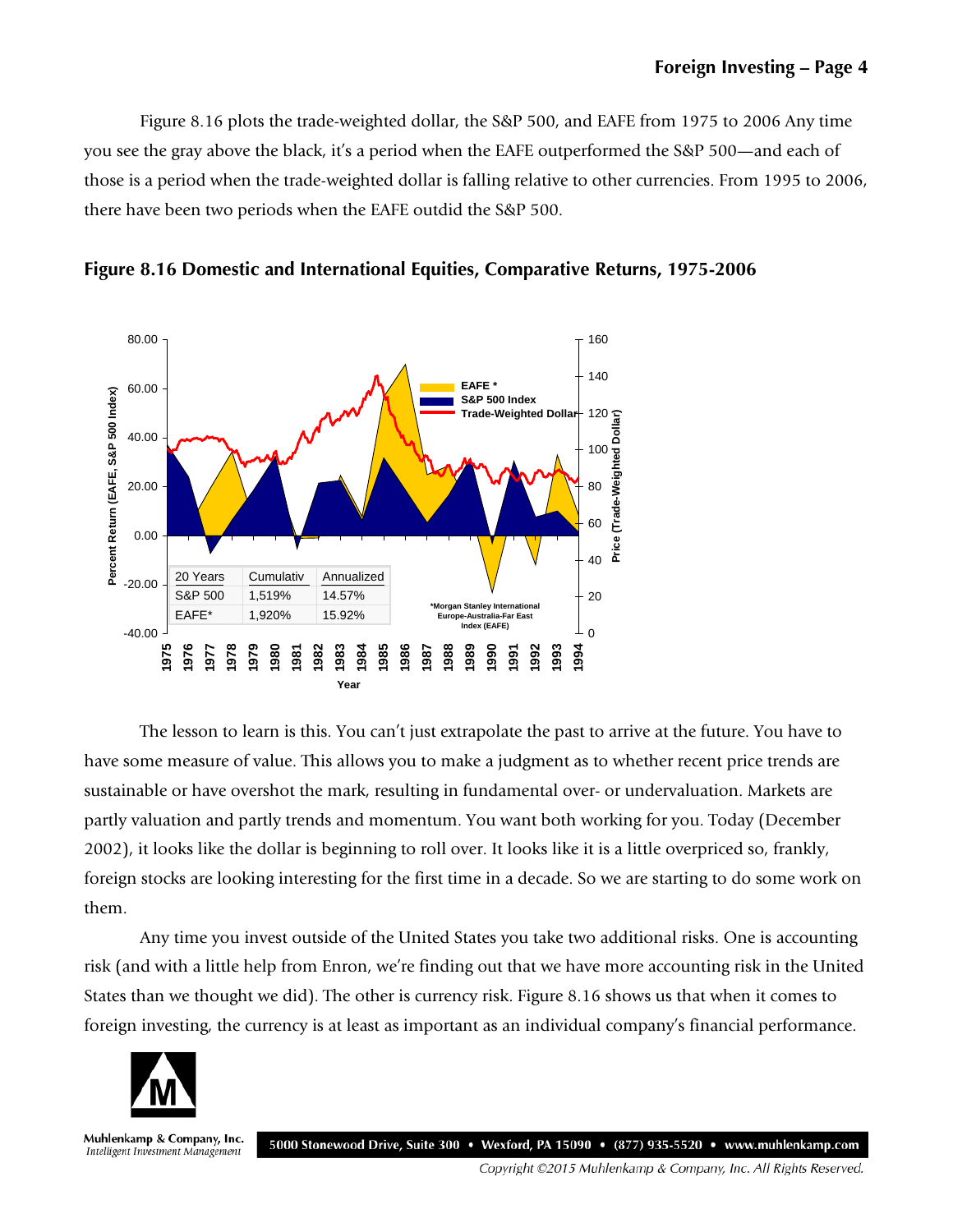Figure 8.16 plots the trade-weighted dollar, the S&P 500, and EAFE from 1975 to 2006 Any time you see the gray above the black, it's a period when the EAFE outperformed the S&P 500—and each of those is a period when the trade-weighted dollar is falling relative to other currencies. From 1995 to 2006, there have been two periods when the EAFE outdid the S&P 500.

**Figure 8.16 Domestic and International Equities, Comparative Returns, 1975-2006**

Percent Return (EAFE, S&P 500 Index)

80.00
60.00
40.00
20.00
0.00
-20.00
-40.00

Price (Trade-Weighted Dollar)

160
140
120
100
80
60
40
20
0

EAFE *
S&P 500 Index
Trade-Weighted Dollar

| 20 Years | Cumulativ | Annualized |
| --- | --- | --- |
| S&P 500 | 1,519% | 14.57% |
| EAFE* | 1,920% | 15.92% |

*Morgan Stanley International Europe-Australia-Far East Index (EAFE)

1975 1976 1977 1978 1979 1980 1981 1982 1983 1984 1985 1986 1987 1988 1989 1990 1991 1992 1993 1994

Year

The lesson to learn is this. You can't just extrapolate the past to arrive at the future. You have to have some measure of value. This allows you to make a judgment as to whether recent price trends are sustainable or have overshot the mark, resulting in fundamental over- or undervaluation. Markets are partly valuation and partly trends and momentum. You want both working for you. Today (December 2002), it looks like the dollar is beginning to roll over. It looks like it is a little overpriced so, frankly, foreign stocks are looking interesting for the first time in a decade. So we are starting to do some work on them.

Any time you invest outside of the United States you take two additional risks. One is accounting risk (and with a little help from Enron, we're finding out that we have more accounting risk in the United States than we thought we did). The other is currency risk. Figure 8.16 shows us that when it comes to foreign investing, the currency is at least as important as an individual company's financial performance.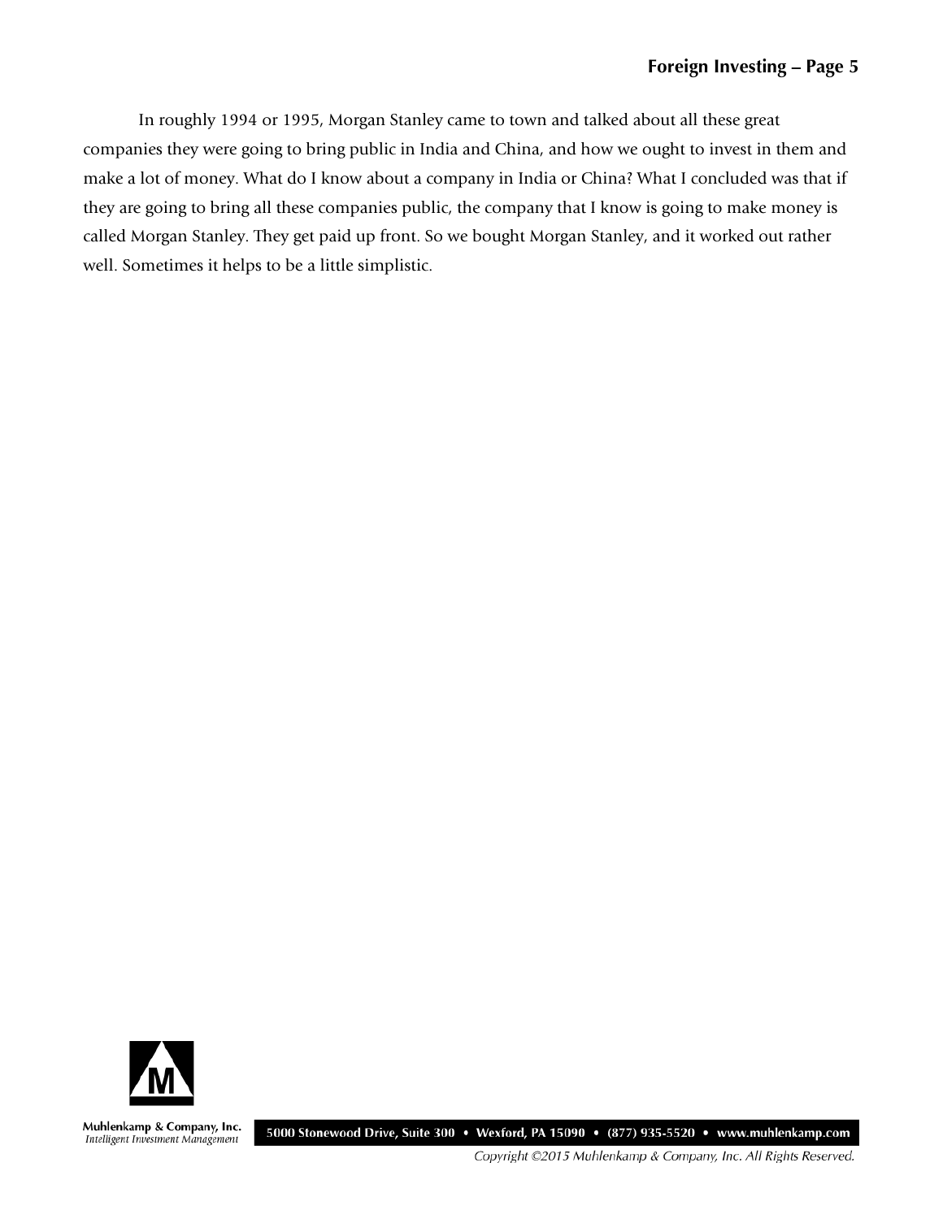In roughly 1994 or 1995, Morgan Stanley came to town and talked about all these great companies they were going to bring public in India and China, and how we ought to invest in them and make a lot of money. What do I know about a company in India or China? What I concluded was that if they are going to bring all these companies public, the company that I know is going to make money is called Morgan Stanley. They get paid up front. So we bought Morgan Stanley, and it worked out rather well. Sometimes it helps to be a little simplistic.